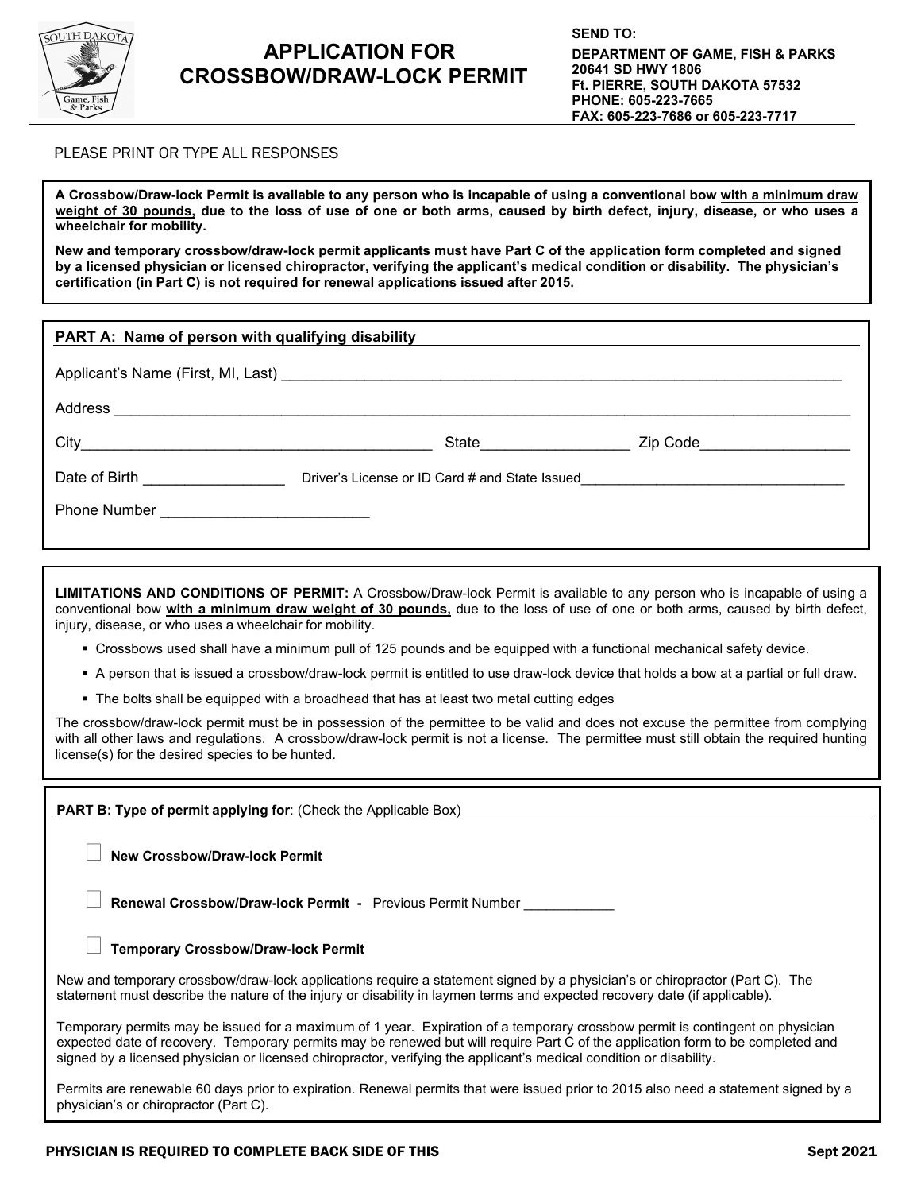# APPLICATION FOR CROSSBOW/DRAW-LOCK PERMIT

**SEND TO:**
**DEPARTMENT OF GAME, FISH & PARKS**
**20641 SD HWY 1806**
**Ft. PIERRE, SOUTH DAKOTA 57532**
**PHONE: 605-223-7665**
**FAX: 605-223-7686 or 605-223-7717**

PLEASE PRINT OR TYPE ALL RESPONSES

**A Crossbow/Draw-lock Permit is available to any person who is incapable of using a conventional bow <u>with a minimum draw weight of 30 pounds,</u> due to the loss of use of one or both arms, caused by birth defect, injury, disease, or who uses a wheelchair for mobility.**

**New and temporary crossbow/draw-lock permit applicants must have Part C of the application form completed and signed by a licensed physician or licensed chiropractor, verifying the applicant's medical condition or disability. The physician's certification (in Part C) is not required for renewal applications issued after 2015.**

## PART A: Name of person with qualifying disability

Applicant's Name (First, MI, Last) ____________________________________________

Address ____________________________________________

City ______________________ State ______________ Zip Code ______________

Date of Birth ______________ Driver's License or ID Card # and State Issued ______________________

Phone Number ______________________

**LIMITATIONS AND CONDITIONS OF PERMIT:** A Crossbow/Draw-lock Permit is available to any person who is incapable of using a conventional bow **<u>with a minimum draw weight of 30 pounds,</u>** due to the loss of use of one or both arms, caused by birth defect, injury, disease, or who uses a wheelchair for mobility.

- Crossbows used shall have a minimum pull of 125 pounds and be equipped with a functional mechanical safety device.
- A person that is issued a crossbow/draw-lock permit is entitled to use draw-lock device that holds a bow at a partial or full draw.
- The bolts shall be equipped with a broadhead that has at least two metal cutting edges

The crossbow/draw-lock permit must be in possession of the permittee to be valid and does not excuse the permittee from complying with all other laws and regulations. A crossbow/draw-lock permit is not a license. The permittee must still obtain the required hunting license(s) for the desired species to be hunted.

## PART B: Type of permit applying for: (Check the Applicable Box)

☐ **New Crossbow/Draw-lock Permit**

☐ **Renewal Crossbow/Draw-lock Permit -** Previous Permit Number ____________

☐ **Temporary Crossbow/Draw-lock Permit**

New and temporary crossbow/draw-lock applications require a statement signed by a physician's or chiropractor (Part C). The statement must describe the nature of the injury or disability in laymen terms and expected recovery date (if applicable).

Temporary permits may be issued for a maximum of 1 year. Expiration of a temporary crossbow permit is contingent on physician expected date of recovery. Temporary permits may be renewed but will require Part C of the application form to be completed and signed by a licensed physician or licensed chiropractor, verifying the applicant's medical condition or disability.

Permits are renewable 60 days prior to expiration. Renewal permits that were issued prior to 2015 also need a statement signed by a physician's or chiropractor (Part C).

**PHYSICIAN IS REQUIRED TO COMPLETE BACK SIDE OF THIS**

**Sept 2021**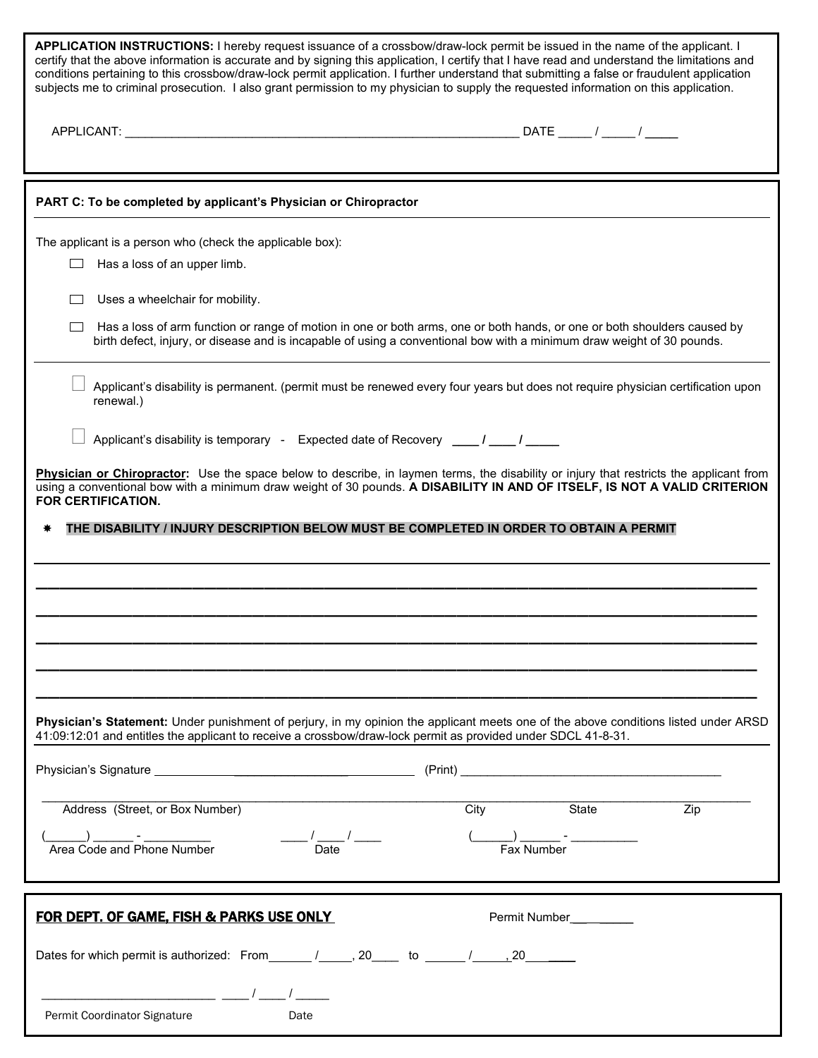**APPLICATION INSTRUCTIONS:** I hereby request issuance of a crossbow/draw-lock permit be issued in the name of the applicant. I certify that the above information is accurate and by signing this application, I certify that I have read and understand the limitations and conditions pertaining to this crossbow/draw-lock permit application. I further understand that submitting a false or fraudulent application subjects me to criminal prosecution. I also grant permission to my physician to supply the requested information on this application.

APPLICANT: ____________________________________________________________ DATE _____ / _____ / _____

**PART C: To be completed by applicant's Physician or Chiropractor**

The applicant is a person who (check the applicable box):

- ☐ Has a loss of an upper limb.
- ☐ Uses a wheelchair for mobility.
- ☐ Has a loss of arm function or range of motion in one or both arms, one or both hands, or one or both shoulders caused by birth defect, injury, or disease and is incapable of using a conventional bow with a minimum draw weight of 30 pounds.

---

- ☐ Applicant's disability is permanent. (permit must be renewed every four years but does not require physician certification upon renewal.)
- ☐ Applicant's disability is temporary - Expected date of Recovery ____ / ____ / _____

**Physician or Chiropractor:** Use the space below to describe, in laymen terms, the disability or injury that restricts the applicant from using a conventional bow with a minimum draw weight of 30 pounds. **A DISABILITY IN AND OF ITSELF, IS NOT A VALID CRITERION FOR CERTIFICATION.**

- **THE DISABILITY / INJURY DESCRIPTION BELOW MUST BE COMPLETED IN ORDER TO OBTAIN A PERMIT**

______________________________________________________________________________

______________________________________________________________________________

______________________________________________________________________________

______________________________________________________________________________

______________________________________________________________________________

**Physician's Statement:** Under punishment of perjury, in my opinion the applicant meets one of the above conditions listed under ARSD 41:09:12:01 and entitles the applicant to receive a crossbow/draw-lock permit as provided under SDCL 41-8-31.

Physician's Signature ______________________________________ (Print) ________________________________________

______________________________________________________________________________
Address (Street, or Box Number) City State Zip

(______) ______ - __________ ____ / ____ / ____ (______) ______ - __________
Area Code and Phone Number Date Fax Number

**FOR DEPT. OF GAME, FISH & PARKS USE ONLY** Permit Number__________

Dates for which permit is authorized: From______ /_____, 20____ to ______ /_____, 20_______

___________________________ ____ / ____ / _____
Permit Coordinator Signature Date